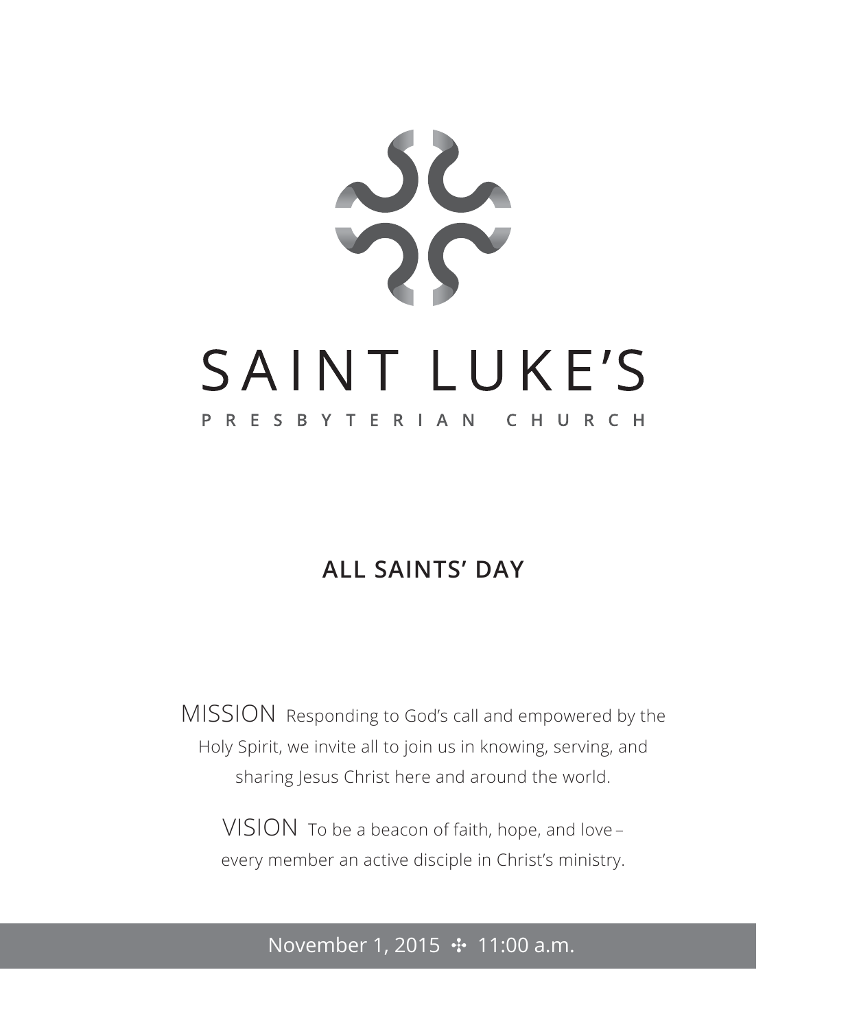# SAINT LUKE'S

PRESBYTERIAN CHURCH

## ALL SAINTS' DAY

MISSION Responding to God's call and empowered by the Holy Spirit, we invite all to join us in knowing, serving, and sharing Jesus Christ here and around the world.

VISION To be a beacon of faith, hope, and love – every member an active disciple in Christ's ministry.

November 1, 2015 ✣ 11:00 a.m.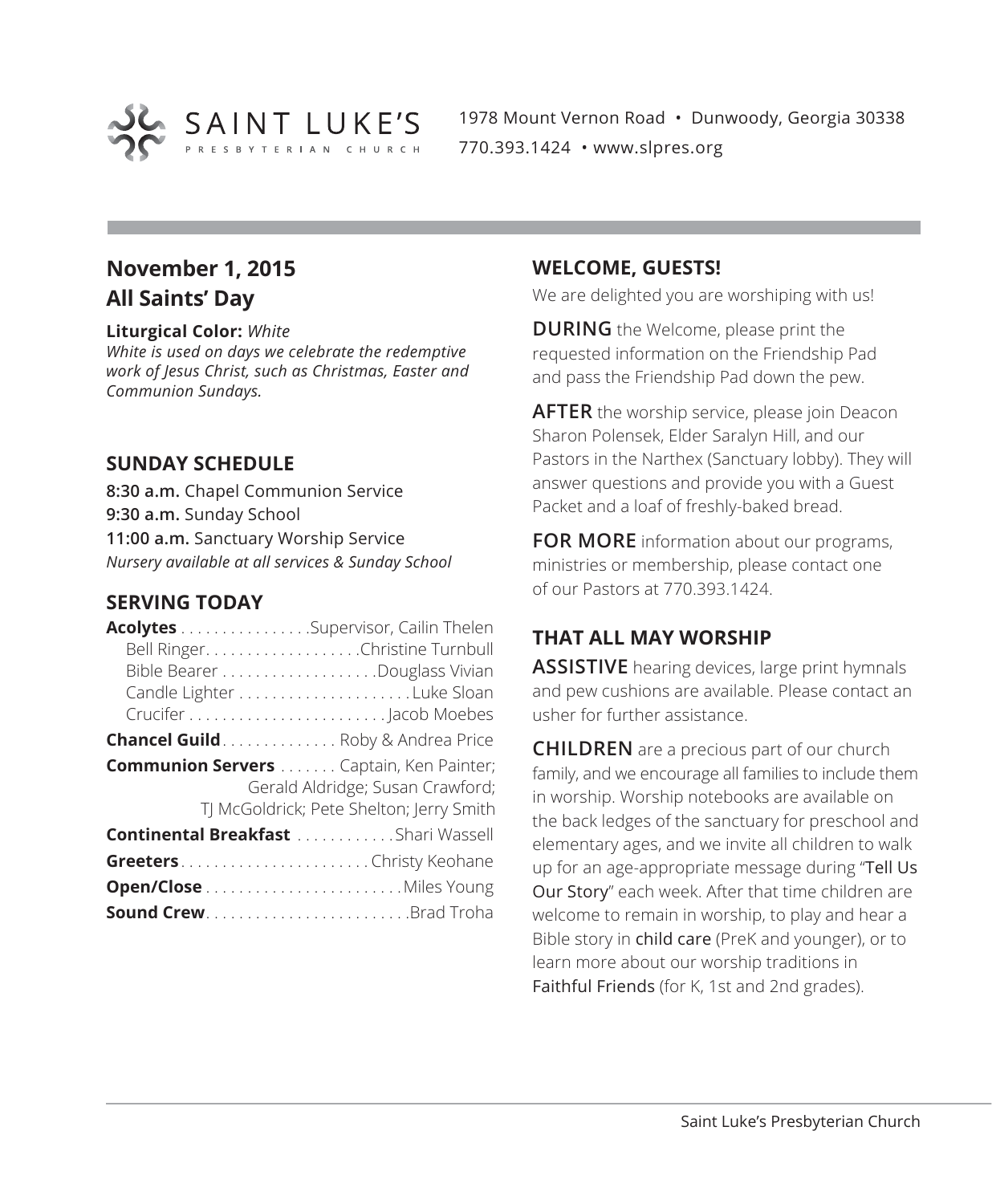SAINT LUKE'S PRESBYTERIAN CHURCH

1978 Mount Vernon Road • Dunwoody, Georgia 30338
770.393.1424 • www.slpres.org

## November 1, 2015
## All Saints' Day

**Liturgical Color:** *White*
*White is used on days we celebrate the redemptive work of Jesus Christ, such as Christmas, Easter and Communion Sundays.*

### SUNDAY SCHEDULE

**8:30 a.m.** Chapel Communion Service
**9:30 a.m.** Sunday School
**11:00 a.m.** Sanctuary Worship Service
*Nursery available at all services & Sunday School*

### SERVING TODAY

**Acolytes** . . . . . . . . . . . . . . . .Supervisor, Cailin Thelen
Bell Ringer. . . . . . . . . . . . . . . . . . .Christine Turnbull
Bible Bearer . . . . . . . . . . . . . . . . . . .Douglass Vivian
Candle Lighter . . . . . . . . . . . . . . . . . . . . . Luke Sloan
Crucifer . . . . . . . . . . . . . . . . . . . . . . . . Jacob Moebes

**Chancel Guild**. . . . . . . . . . . . . . Roby & Andrea Price

**Communion Servers** . . . . . . . Captain, Ken Painter; Gerald Aldridge; Susan Crawford; TJ McGoldrick; Pete Shelton; Jerry Smith

**Continental Breakfast** . . . . . . . . . . . .Shari Wassell

**Greeters**. . . . . . . . . . . . . . . . . . . . . . . Christy Keohane

**Open/Close** . . . . . . . . . . . . . . . . . . . . . . . .Miles Young

**Sound Crew**. . . . . . . . . . . . . . . . . . . . . . . . .Brad Troha

### WELCOME, GUESTS!

We are delighted you are worshiping with us!

**DURING** the Welcome, please print the requested information on the Friendship Pad and pass the Friendship Pad down the pew.

**AFTER** the worship service, please join Deacon Sharon Polensek, Elder Saralyn Hill, and our Pastors in the Narthex (Sanctuary lobby). They will answer questions and provide you with a Guest Packet and a loaf of freshly-baked bread.

**FOR MORE** information about our programs, ministries or membership, please contact one of our Pastors at 770.393.1424.

### THAT ALL MAY WORSHIP

**ASSISTIVE** hearing devices, large print hymnals and pew cushions are available. Please contact an usher for further assistance.

**CHILDREN** are a precious part of our church family, and we encourage all families to include them in worship. Worship notebooks are available on the back ledges of the sanctuary for preschool and elementary ages, and we invite all children to walk up for an age-appropriate message during "Tell Us Our Story" each week. After that time children are welcome to remain in worship, to play and hear a Bible story in child care (PreK and younger), or to learn more about our worship traditions in Faithful Friends (for K, 1st and 2nd grades).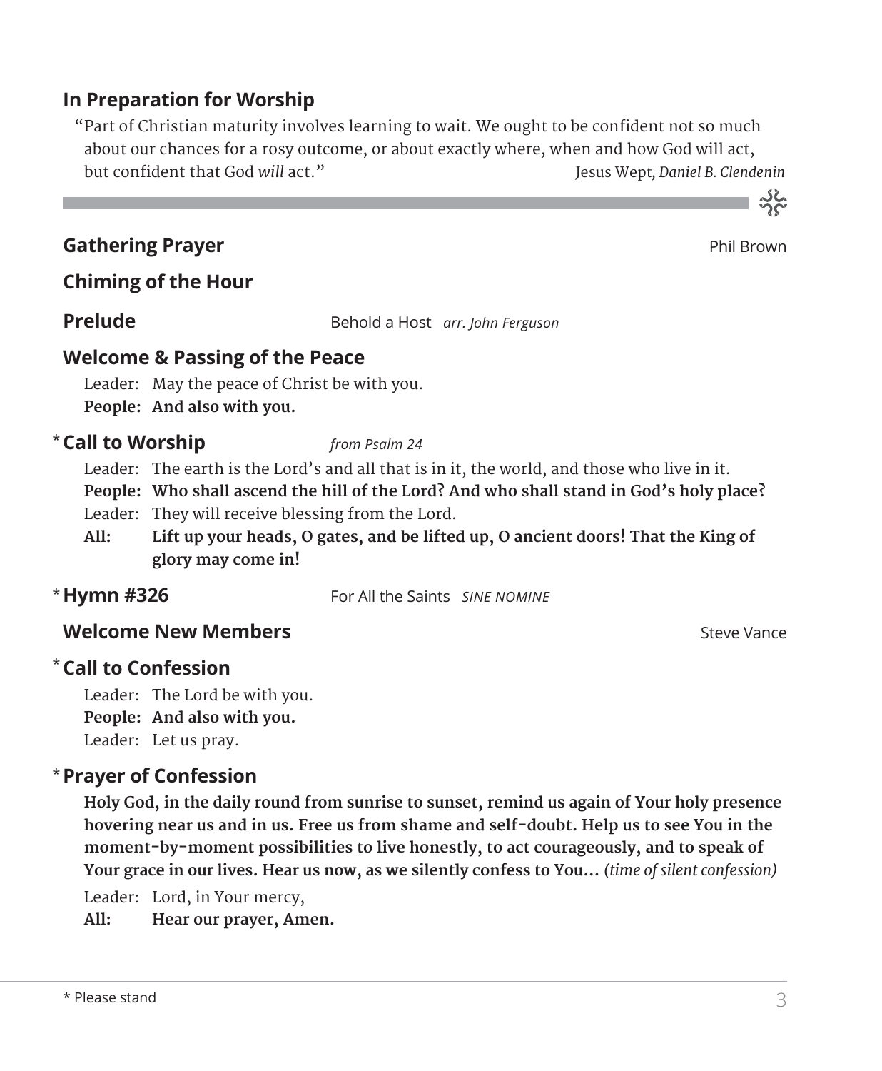## In Preparation for Worship

"Part of Christian maturity involves learning to wait. We ought to be confident not so much about our chances for a rosy outcome, or about exactly where, when and how God will act, but confident that God *will* act." Jesus Wept, *Daniel B. Clendenin*

---

## Gathering Prayer

Phil Brown

## Chiming of the Hour

## Prelude

Behold a Host *arr. John Ferguson*

## Welcome & Passing of the Peace

Leader: May the peace of Christ be with you.
**People: And also with you.**

## * Call to Worship

*from Psalm 24*

Leader: The earth is the Lord's and all that is in it, the world, and those who live in it.
**People: Who shall ascend the hill of the Lord? And who shall stand in God's holy place?**
Leader: They will receive blessing from the Lord.
**All: Lift up your heads, O gates, and be lifted up, O ancient doors! That the King of glory may come in!**

## * Hymn #326

For All the Saints *SINE NOMINE*

## Welcome New Members

Steve Vance

## * Call to Confession

Leader: The Lord be with you.
**People: And also with you.**
Leader: Let us pray.

## * Prayer of Confession

**Holy God, in the daily round from sunrise to sunset, remind us again of Your holy presence hovering near us and in us. Free us from shame and self-doubt. Help us to see You in the moment-by-moment possibilities to live honestly, to act courageously, and to speak of Your grace in our lives. Hear us now, as we silently confess to You...** *(time of silent confession)*

Leader: Lord, in Your mercy,
**All: Hear our prayer, Amen.**

---

\* Please stand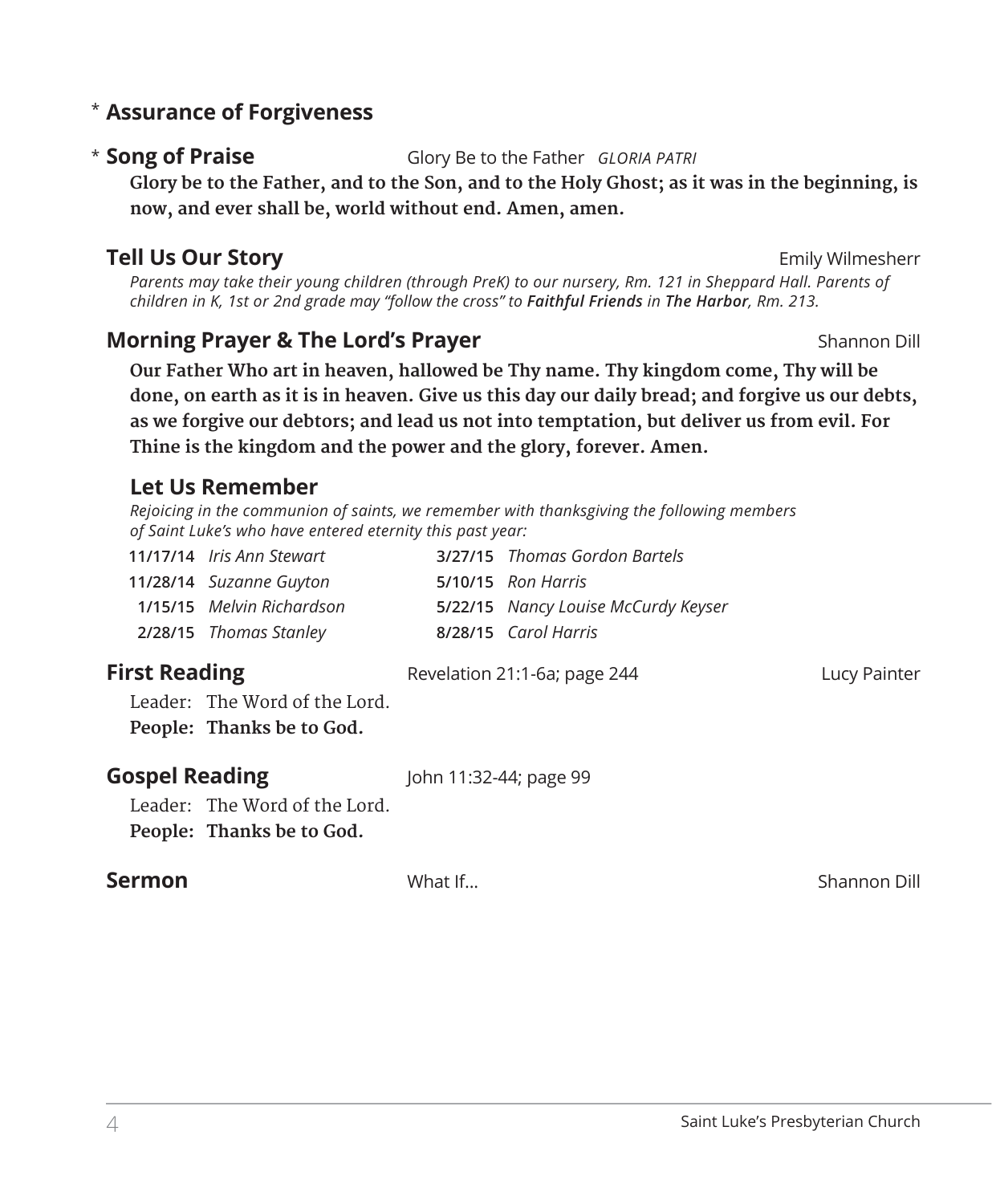## * Assurance of Forgiveness

## * Song of Praise

Glory Be to the Father *GLORIA PATRI*

**Glory be to the Father, and to the Son, and to the Holy Ghost; as it was in the beginning, is now, and ever shall be, world without end. Amen, amen.**

## Tell Us Our Story

Emily Wilmesherr

*Parents may take their young children (through PreK) to our nursery, Rm. 121 in Sheppard Hall. Parents of children in K, 1st or 2nd grade may "follow the cross" to **Faithful Friends** in **The Harbor**, Rm. 213.*

## Morning Prayer & The Lord's Prayer

Shannon Dill

**Our Father Who art in heaven, hallowed be Thy name. Thy kingdom come, Thy will be done, on earth as it is in heaven. Give us this day our daily bread; and forgive us our debts, as we forgive our debtors; and lead us not into temptation, but deliver us from evil. For Thine is the kingdom and the power and the glory, forever. Amen.**

### Let Us Remember

*Rejoicing in the communion of saints, we remember with thanksgiving the following members of Saint Luke's who have entered eternity this past year:*

**11/17/14** *Iris Ann Stewart*
**11/28/14** *Suzanne Guyton*
**1/15/15** *Melvin Richardson*
**2/28/15** *Thomas Stanley*
**3/27/15** *Thomas Gordon Bartels*
**5/10/15** *Ron Harris*
**5/22/15** *Nancy Louise McCurdy Keyser*
**8/28/15** *Carol Harris*

## First Reading

Revelation 21:1-6a; page 244 — Lucy Painter

Leader: The Word of the Lord.
**People: Thanks be to God.**

## Gospel Reading

John 11:32-44; page 99

Leader: The Word of the Lord.
**People: Thanks be to God.**

## Sermon

What If... — Shannon Dill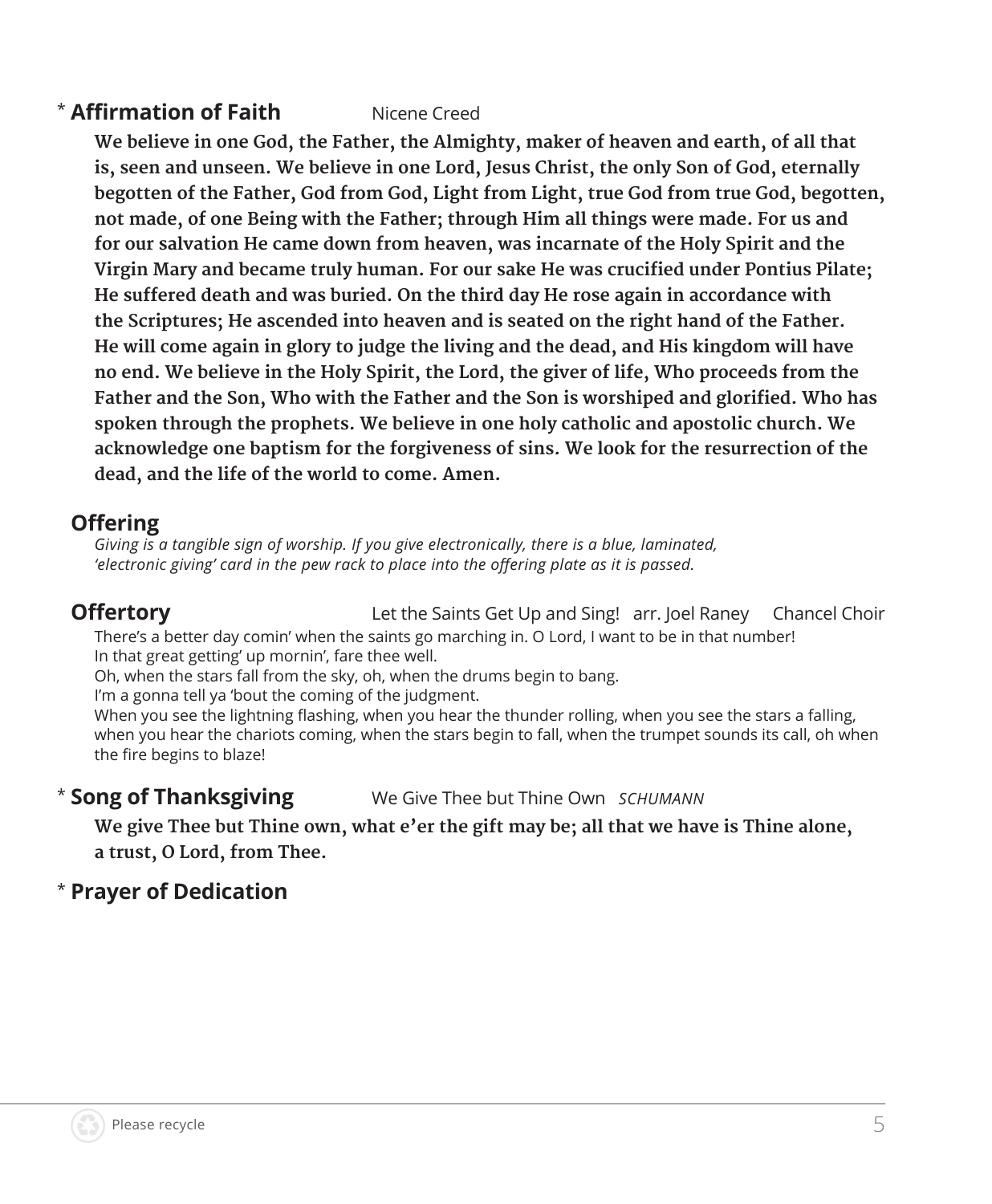## * **Affirmation of Faith** Nicene Creed

**We believe in one God, the Father, the Almighty, maker of heaven and earth, of all that is, seen and unseen. We believe in one Lord, Jesus Christ, the only Son of God, eternally begotten of the Father, God from God, Light from Light, true God from true God, begotten, not made, of one Being with the Father; through Him all things were made. For us and for our salvation He came down from heaven, was incarnate of the Holy Spirit and the Virgin Mary and became truly human. For our sake He was crucified under Pontius Pilate; He suffered death and was buried. On the third day He rose again in accordance with the Scriptures; He ascended into heaven and is seated on the right hand of the Father. He will come again in glory to judge the living and the dead, and His kingdom will have no end. We believe in the Holy Spirit, the Lord, the giver of life, Who proceeds from the Father and the Son, Who with the Father and the Son is worshiped and glorified. Who has spoken through the prophets. We believe in one holy catholic and apostolic church. We acknowledge one baptism for the forgiveness of sins. We look for the resurrection of the dead, and the life of the world to come. Amen.**

## **Offering**

*Giving is a tangible sign of worship. If you give electronically, there is a blue, laminated, 'electronic giving' card in the pew rack to place into the offering plate as it is passed.*

## **Offertory** Let the Saints Get Up and Sing! arr. Joel Raney Chancel Choir

There's a better day comin' when the saints go marching in. O Lord, I want to be in that number!
In that great getting' up mornin', fare thee well.
Oh, when the stars fall from the sky, oh, when the drums begin to bang.
I'm a gonna tell ya 'bout the coming of the judgment.
When you see the lightning flashing, when you hear the thunder rolling, when you see the stars a falling, when you hear the chariots coming, when the stars begin to fall, when the trumpet sounds its call, oh when the fire begins to blaze!

## * **Song of Thanksgiving** We Give Thee but Thine Own *SCHUMANN*

**We give Thee but Thine own, what e'er the gift may be; all that we have is Thine alone, a trust, O Lord, from Thee.**

## * **Prayer of Dedication**

Please recycle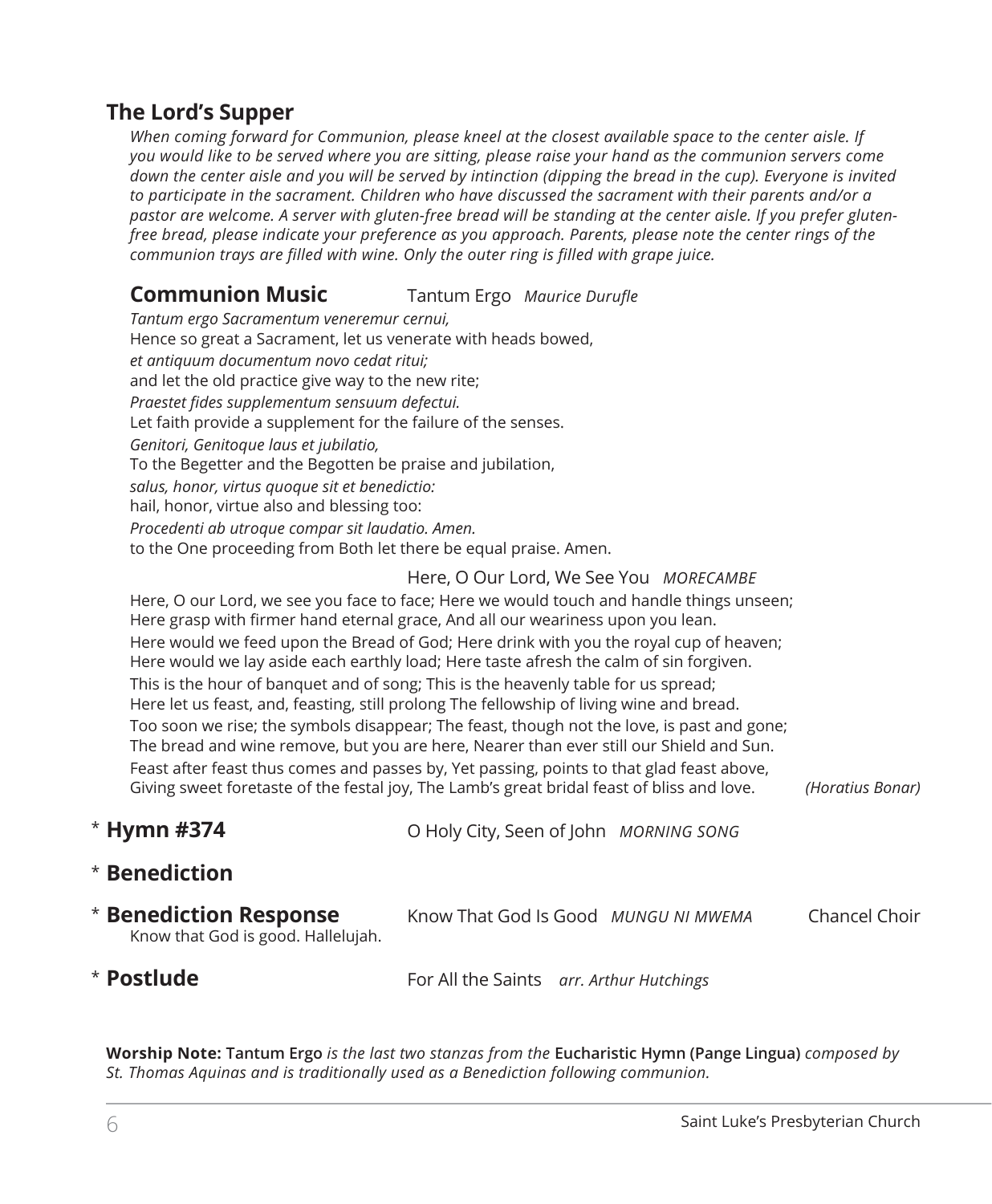## The Lord's Supper

*When coming forward for Communion, please kneel at the closest available space to the center aisle. If you would like to be served where you are sitting, please raise your hand as the communion servers come down the center aisle and you will be served by intinction (dipping the bread in the cup). Everyone is invited to participate in the sacrament. Children who have discussed the sacrament with their parents and/or a pastor are welcome. A server with gluten-free bread will be standing at the center aisle. If you prefer gluten-free bread, please indicate your preference as you approach. Parents, please note the center rings of the communion trays are filled with wine. Only the outer ring is filled with grape juice.*

### Communion Music — Tantum Ergo *Maurice Durufle*

*Tantum ergo Sacramentum veneremur cernui,*
Hence so great a Sacrament, let us venerate with heads bowed,
*et antiquum documentum novo cedat ritui;*
and let the old practice give way to the new rite;
*Praestet fides supplementum sensuum defectui.*
Let faith provide a supplement for the failure of the senses.
*Genitori, Genitoque laus et jubilatio,*
To the Begetter and the Begotten be praise and jubilation,
*salus, honor, virtus quoque sit et benedictio:*
hail, honor, virtue also and blessing too:
*Procedenti ab utroque compar sit laudatio. Amen.*
to the One proceeding from Both let there be equal praise. Amen.

Here, O Our Lord, We See You *MORECAMBE*

Here, O our Lord, we see you face to face; Here we would touch and handle things unseen;
Here grasp with firmer hand eternal grace, And all our weariness upon you lean.
Here would we feed upon the Bread of God; Here drink with you the royal cup of heaven;
Here would we lay aside each earthly load; Here taste afresh the calm of sin forgiven.
This is the hour of banquet and of song; This is the heavenly table for us spread;
Here let us feast, and, feasting, still prolong The fellowship of living wine and bread.
Too soon we rise; the symbols disappear; The feast, though not the love, is past and gone;
The bread and wine remove, but you are here, Nearer than ever still our Shield and Sun.
Feast after feast thus comes and passes by, Yet passing, points to that glad feast above,
Giving sweet foretaste of the festal joy, The Lamb's great bridal feast of bliss and love. *(Horatius Bonar)*

\* **Hymn #374** — O Holy City, Seen of John *MORNING SONG*

\* **Benediction**

\* **Benediction Response** — Know That God Is Good *MUNGU NI MWEMA* — Chancel Choir
Know that God is good. Hallelujah.

\* **Postlude** — For All the Saints *arr. Arthur Hutchings*

**Worship Note: Tantum Ergo** *is the last two stanzas from the* **Eucharistic Hymn (Pange Lingua)** *composed by St. Thomas Aquinas and is traditionally used as a Benediction following communion.*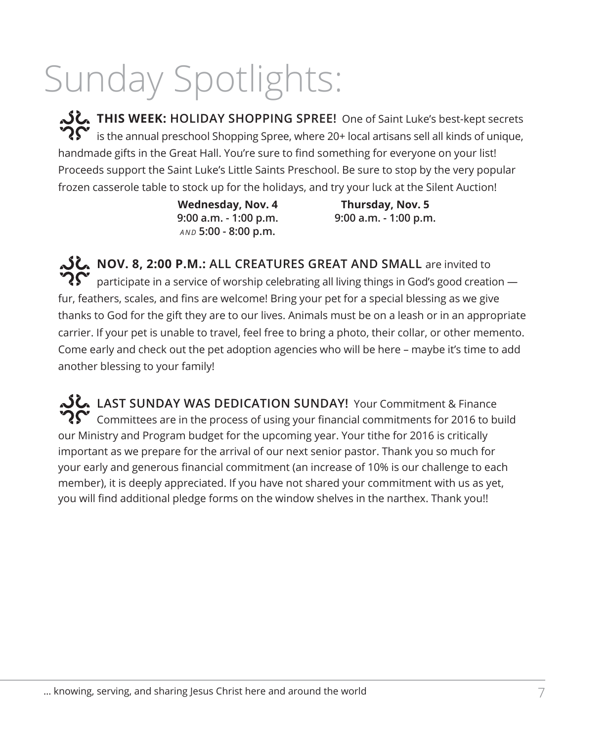# Sunday Spotlights:

**THIS WEEK: HOLIDAY SHOPPING SPREE!** One of Saint Luke's best-kept secrets is the annual preschool Shopping Spree, where 20+ local artisans sell all kinds of unique, handmade gifts in the Great Hall. You're sure to find something for everyone on your list! Proceeds support the Saint Luke's Little Saints Preschool. Be sure to stop by the very popular frozen casserole table to stock up for the holidays, and try your luck at the Silent Auction!

**Wednesday, Nov. 4**
**9:00 a.m. - 1:00 p.m.**
*AND* **5:00 - 8:00 p.m.**

**Thursday, Nov. 5**
**9:00 a.m. - 1:00 p.m.**

**NOV. 8, 2:00 P.M.: ALL CREATURES GREAT AND SMALL** are invited to participate in a service of worship celebrating all living things in God's good creation — fur, feathers, scales, and fins are welcome! Bring your pet for a special blessing as we give thanks to God for the gift they are to our lives. Animals must be on a leash or in an appropriate carrier. If your pet is unable to travel, feel free to bring a photo, their collar, or other memento. Come early and check out the pet adoption agencies who will be here – maybe it's time to add another blessing to your family!

**LAST SUNDAY WAS DEDICATION SUNDAY!** Your Commitment & Finance Committees are in the process of using your financial commitments for 2016 to build our Ministry and Program budget for the upcoming year. Your tithe for 2016 is critically important as we prepare for the arrival of our next senior pastor. Thank you so much for your early and generous financial commitment (an increase of 10% is our challenge to each member), it is deeply appreciated. If you have not shared your commitment with us as yet, you will find additional pledge forms on the window shelves in the narthex. Thank you!!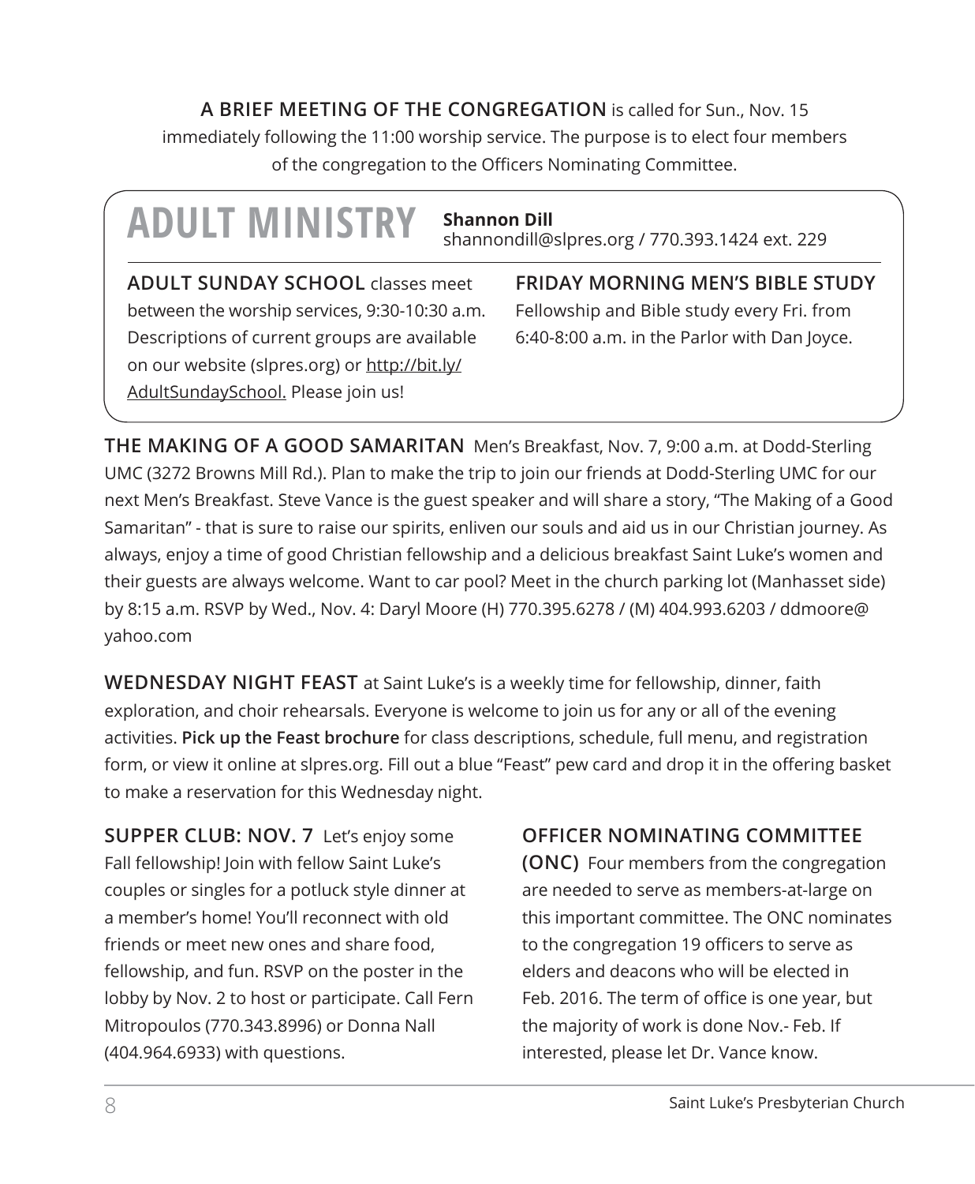**A BRIEF MEETING OF THE CONGREGATION** is called for Sun., Nov. 15 immediately following the 11:00 worship service. The purpose is to elect four members of the congregation to the Officers Nominating Committee.

# ADULT MINISTRY

**Shannon Dill**
shannondill@slpres.org / 770.393.1424 ext. 229

**ADULT SUNDAY SCHOOL** classes meet between the worship services, 9:30-10:30 a.m. Descriptions of current groups are available on our website (slpres.org) or http://bit.ly/AdultSundaySchool. Please join us!

**FRIDAY MORNING MEN'S BIBLE STUDY**
Fellowship and Bible study every Fri. from 6:40-8:00 a.m. in the Parlor with Dan Joyce.

**THE MAKING OF A GOOD SAMARITAN** Men's Breakfast, Nov. 7, 9:00 a.m. at Dodd-Sterling UMC (3272 Browns Mill Rd.). Plan to make the trip to join our friends at Dodd-Sterling UMC for our next Men's Breakfast. Steve Vance is the guest speaker and will share a story, "The Making of a Good Samaritan" - that is sure to raise our spirits, enliven our souls and aid us in our Christian journey. As always, enjoy a time of good Christian fellowship and a delicious breakfast Saint Luke's women and their guests are always welcome. Want to car pool? Meet in the church parking lot (Manhasset side) by 8:15 a.m. RSVP by Wed., Nov. 4: Daryl Moore (H) 770.395.6278 / (M) 404.993.6203 / ddmoore@yahoo.com

**WEDNESDAY NIGHT FEAST** at Saint Luke's is a weekly time for fellowship, dinner, faith exploration, and choir rehearsals. Everyone is welcome to join us for any or all of the evening activities. **Pick up the Feast brochure** for class descriptions, schedule, full menu, and registration form, or view it online at slpres.org. Fill out a blue "Feast" pew card and drop it in the offering basket to make a reservation for this Wednesday night.

**SUPPER CLUB: NOV. 7** Let's enjoy some Fall fellowship! Join with fellow Saint Luke's couples or singles for a potluck style dinner at a member's home! You'll reconnect with old friends or meet new ones and share food, fellowship, and fun. RSVP on the poster in the lobby by Nov. 2 to host or participate. Call Fern Mitropoulos (770.343.8996) or Donna Nall (404.964.6933) with questions.

**OFFICER NOMINATING COMMITTEE (ONC)** Four members from the congregation are needed to serve as members-at-large on this important committee. The ONC nominates to the congregation 19 officers to serve as elders and deacons who will be elected in Feb. 2016. The term of office is one year, but the majority of work is done Nov.- Feb. If interested, please let Dr. Vance know.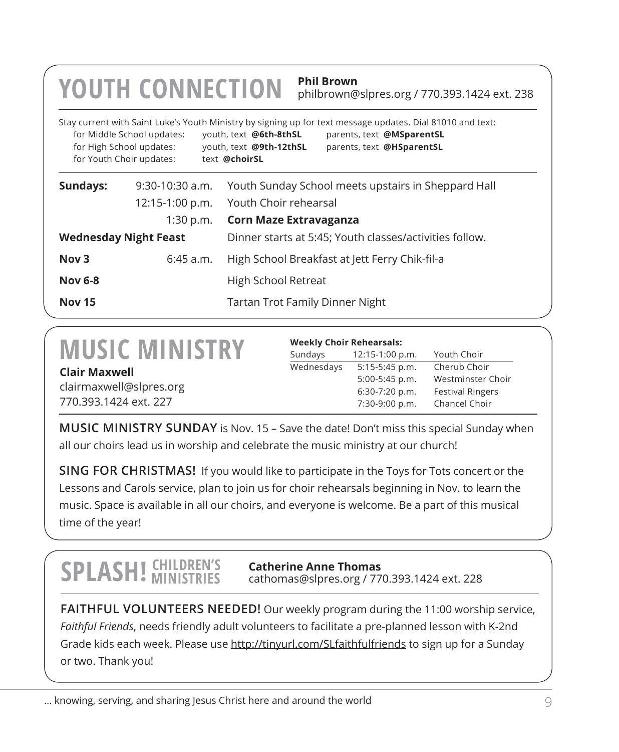# YOUTH CONNECTION

**Phil Brown**
philbrown@slpres.org / 770.393.1424 ext. 238

Stay current with Saint Luke's Youth Ministry by signing up for text message updates. Dial 81010 and text:

| | | |
|---|---|---|
| for Middle School updates: | youth, text **@6th-8thSL** | parents, text **@MSparentSL** |
| for High School updates: | youth, text **@9th-12thSL** | parents, text **@HSparentSL** |
| for Youth Choir updates: | text **@choirSL** | |

| | | |
|---|---|---|
| **Sundays:** | 9:30-10:30 a.m. | Youth Sunday School meets upstairs in Sheppard Hall |
| | 12:15-1:00 p.m. | Youth Choir rehearsal |
| | 1:30 p.m. | **Corn Maze Extravaganza** |
| **Wednesday Night Feast** | | Dinner starts at 5:45; Youth classes/activities follow. |
| **Nov 3** | 6:45 a.m. | High School Breakfast at Jett Ferry Chik-fil-a |
| **Nov 6-8** | | High School Retreat |
| **Nov 15** | | Tartan Trot Family Dinner Night |

# MUSIC MINISTRY

**Clair Maxwell**
clairmaxwell@slpres.org
770.393.1424 ext. 227

**Weekly Choir Rehearsals:**

| | | |
|---|---|---|
| Sundays | 12:15-1:00 p.m. | Youth Choir |
| Wednesdays | 5:15-5:45 p.m. | Cherub Choir |
| | 5:00-5:45 p.m. | Westminster Choir |
| | 6:30-7:20 p.m. | Festival Ringers |
| | 7:30-9:00 p.m. | Chancel Choir |

**MUSIC MINISTRY SUNDAY** is Nov. 15 – Save the date! Don't miss this special Sunday when all our choirs lead us in worship and celebrate the music ministry at our church!

**SING FOR CHRISTMAS!** If you would like to participate in the Toys for Tots concert or the Lessons and Carols service, plan to join us for choir rehearsals beginning in Nov. to learn the music. Space is available in all our choirs, and everyone is welcome. Be a part of this musical time of the year!

# SPLASH! CHILDREN'S MINISTRIES

**Catherine Anne Thomas**
cathomas@slpres.org / 770.393.1424 ext. 228

**FAITHFUL VOLUNTEERS NEEDED!** Our weekly program during the 11:00 worship service, *Faithful Friends*, needs friendly adult volunteers to facilitate a pre-planned lesson with K-2nd Grade kids each week. Please use http://tinyurl.com/SLfaithfulfriends to sign up for a Sunday or two. Thank you!

… knowing, serving, and sharing Jesus Christ here and around the world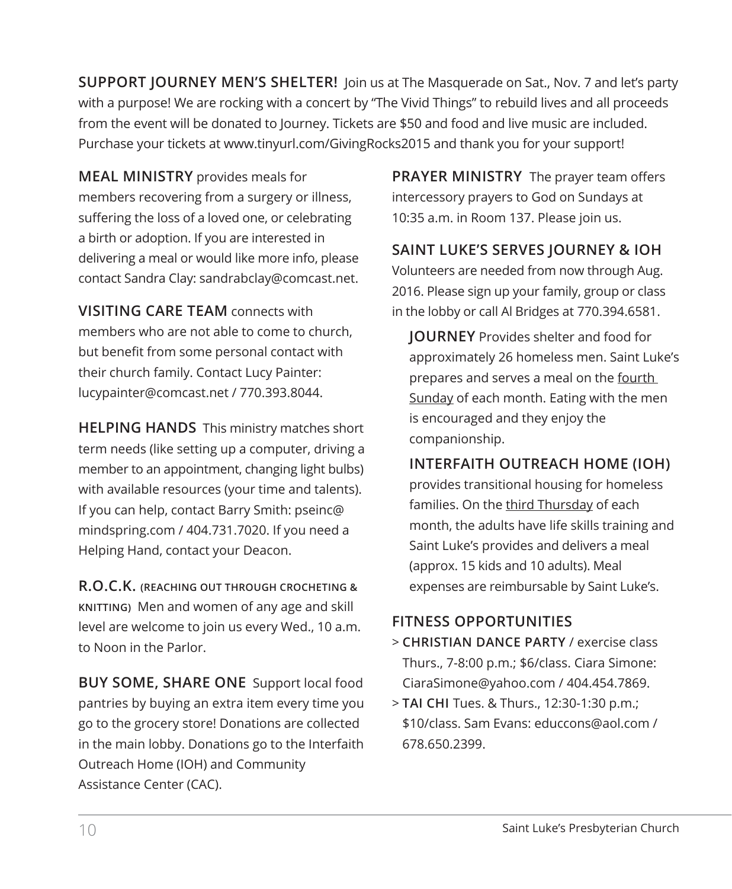**SUPPORT JOURNEY MEN'S SHELTER!** Join us at The Masquerade on Sat., Nov. 7 and let's party with a purpose! We are rocking with a concert by "The Vivid Things" to rebuild lives and all proceeds from the event will be donated to Journey. Tickets are $50 and food and live music are included. Purchase your tickets at www.tinyurl.com/GivingRocks2015 and thank you for your support!

**MEAL MINISTRY** provides meals for members recovering from a surgery or illness, suffering the loss of a loved one, or celebrating a birth or adoption. If you are interested in delivering a meal or would like more info, please contact Sandra Clay: sandrabclay@comcast.net.

**VISITING CARE TEAM** connects with members who are not able to come to church, but benefit from some personal contact with their church family. Contact Lucy Painter: lucypainter@comcast.net / 770.393.8044.

**HELPING HANDS** This ministry matches short term needs (like setting up a computer, driving a member to an appointment, changing light bulbs) with available resources (your time and talents). If you can help, contact Barry Smith: pseinc@mindspring.com / 404.731.7020. If you need a Helping Hand, contact your Deacon.

**R.O.C.K. (REACHING OUT THROUGH CROCHETING & KNITTING)** Men and women of any age and skill level are welcome to join us every Wed., 10 a.m. to Noon in the Parlor.

**BUY SOME, SHARE ONE** Support local food pantries by buying an extra item every time you go to the grocery store! Donations are collected in the main lobby. Donations go to the Interfaith Outreach Home (IOH) and Community Assistance Center (CAC).

**PRAYER MINISTRY** The prayer team offers intercessory prayers to God on Sundays at 10:35 a.m. in Room 137. Please join us.

**SAINT LUKE'S SERVES JOURNEY & IOH**
Volunteers are needed from now through Aug. 2016. Please sign up your family, group or class in the lobby or call Al Bridges at 770.394.6581.

**JOURNEY** Provides shelter and food for approximately 26 homeless men. Saint Luke's prepares and serves a meal on the fourth Sunday of each month. Eating with the men is encouraged and they enjoy the companionship.

**INTERFAITH OUTREACH HOME (IOH)** provides transitional housing for homeless families. On the third Thursday of each month, the adults have life skills training and Saint Luke's provides and delivers a meal (approx. 15 kids and 10 adults). Meal expenses are reimbursable by Saint Luke's.

**FITNESS OPPORTUNITIES**

> **CHRISTIAN DANCE PARTY** / exercise class Thurs., 7-8:00 p.m.; $6/class. Ciara Simone: CiaraSimone@yahoo.com / 404.454.7869.

> **TAI CHI** Tues. & Thurs., 12:30-1:30 p.m.; $10/class. Sam Evans: educcons@aol.com / 678.650.2399.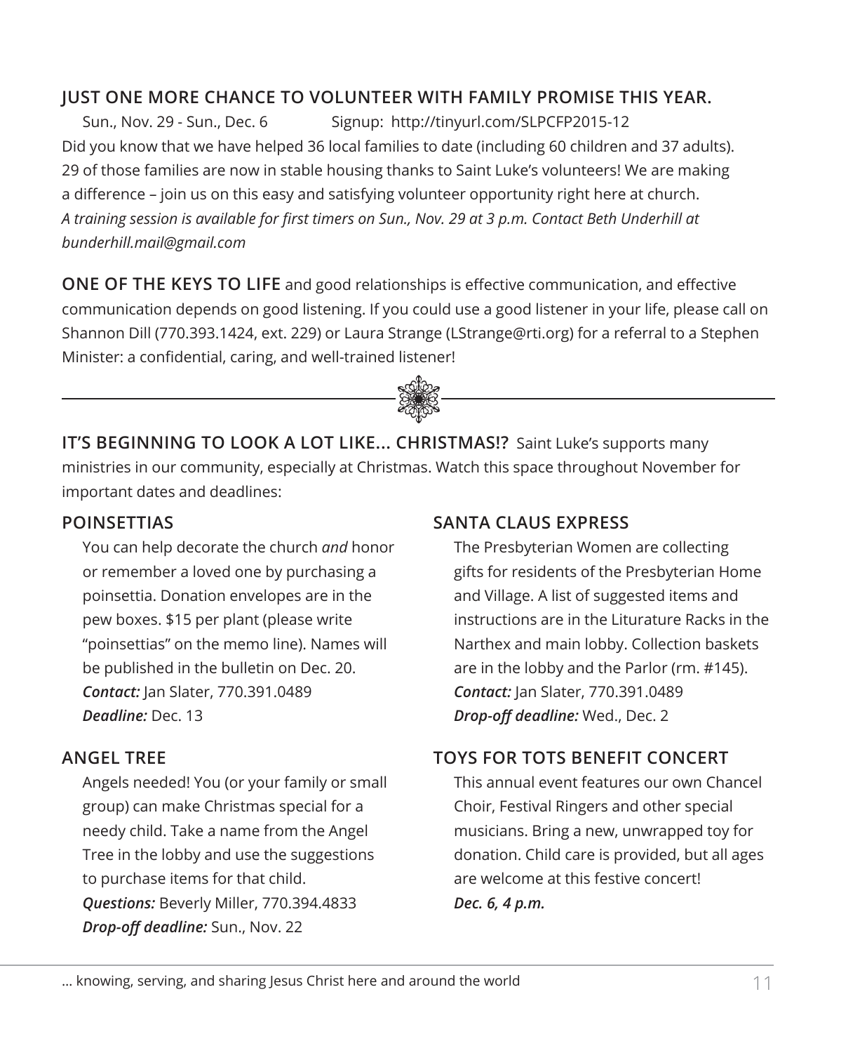## JUST ONE MORE CHANCE TO VOLUNTEER WITH FAMILY PROMISE THIS YEAR.

Sun., Nov. 29 - Sun., Dec. 6 Signup: http://tinyurl.com/SLPCFP2015-12

Did you know that we have helped 36 local families to date (including 60 children and 37 adults). 29 of those families are now in stable housing thanks to Saint Luke's volunteers! We are making a difference – join us on this easy and satisfying volunteer opportunity right here at church. *A training session is available for first timers on Sun., Nov. 29 at 3 p.m. Contact Beth Underhill at bunderhill.mail@gmail.com*

**ONE OF THE KEYS TO LIFE** and good relationships is effective communication, and effective communication depends on good listening. If you could use a good listener in your life, please call on Shannon Dill (770.393.1424, ext. 229) or Laura Strange (LStrange@rti.org) for a referral to a Stephen Minister: a confidential, caring, and well-trained listener!

---

**IT'S BEGINNING TO LOOK A LOT LIKE... CHRISTMAS!?** Saint Luke's supports many ministries in our community, especially at Christmas. Watch this space throughout November for important dates and deadlines:

### POINSETTIAS

You can help decorate the church *and* honor or remember a loved one by purchasing a poinsettia. Donation envelopes are in the pew boxes. $15 per plant (please write "poinsettias" on the memo line). Names will be published in the bulletin on Dec. 20.
***Contact:*** Jan Slater, 770.391.0489
***Deadline:*** Dec. 13

### ANGEL TREE

Angels needed! You (or your family or small group) can make Christmas special for a needy child. Take a name from the Angel Tree in the lobby and use the suggestions to purchase items for that child.
***Questions:*** Beverly Miller, 770.394.4833
***Drop-off deadline:*** Sun., Nov. 22

### SANTA CLAUS EXPRESS

The Presbyterian Women are collecting gifts for residents of the Presbyterian Home and Village. A list of suggested items and instructions are in the Liturature Racks in the Narthex and main lobby. Collection baskets are in the lobby and the Parlor (rm. #145).
***Contact:*** Jan Slater, 770.391.0489
***Drop-off deadline:*** Wed., Dec. 2

### TOYS FOR TOTS BENEFIT CONCERT

This annual event features our own Chancel Choir, Festival Ringers and other special musicians. Bring a new, unwrapped toy for donation. Child care is provided, but all ages are welcome at this festive concert!
***Dec. 6, 4 p.m.***

... knowing, serving, and sharing Jesus Christ here and around the world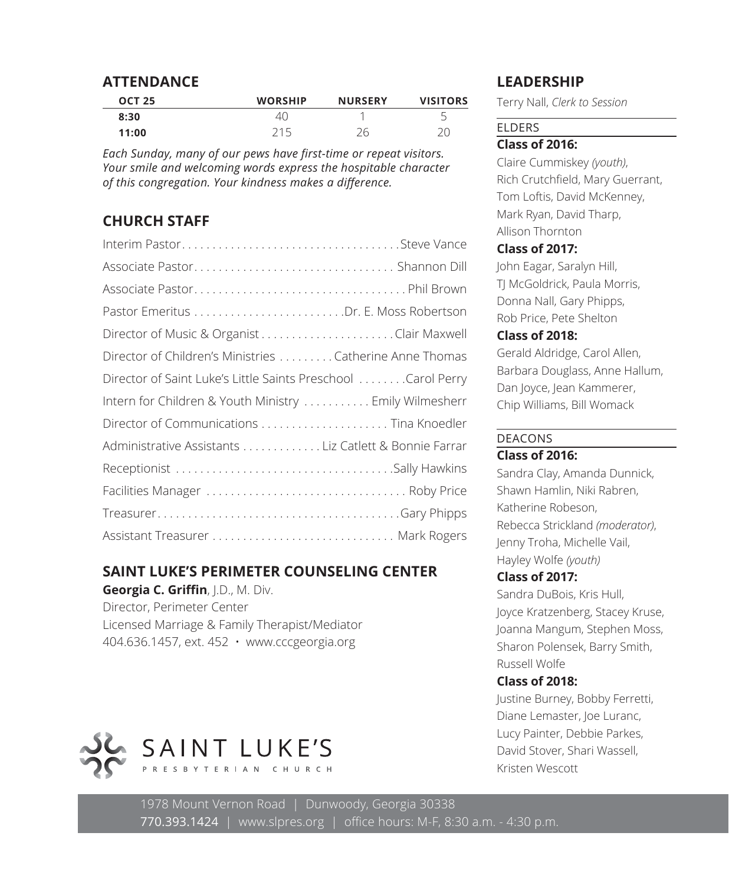## ATTENDANCE

| OCT 25 | WORSHIP | NURSERY | VISITORS |
|---|---|---|---|
| **8:30** | 40 | 1 | 5 |
| **11:00** | 215 | 26 | 20 |

*Each Sunday, many of our pews have first-time or repeat visitors. Your smile and welcoming words express the hospitable character of this congregation. Your kindness makes a difference.*

## CHURCH STAFF

Interim Pastor . . . . . . . . . . Steve Vance
Associate Pastor . . . . . . . . . . Shannon Dill
Associate Pastor . . . . . . . . . . Phil Brown
Pastor Emeritus . . . . . . . . . . Dr. E. Moss Robertson
Director of Music & Organist . . . . . . . . . . Clair Maxwell
Director of Children's Ministries . . . . . . . . . . Catherine Anne Thomas
Director of Saint Luke's Little Saints Preschool . . . . . . . . . . Carol Perry
Intern for Children & Youth Ministry . . . . . . . . . . Emily Wilmesherr
Director of Communications . . . . . . . . . . Tina Knoedler
Administrative Assistants . . . . . . . . . . Liz Catlett & Bonnie Farrar
Receptionist . . . . . . . . . . Sally Hawkins
Facilities Manager . . . . . . . . . . Roby Price
Treasurer . . . . . . . . . . Gary Phipps
Assistant Treasurer . . . . . . . . . . Mark Rogers

## SAINT LUKE'S PERIMETER COUNSELING CENTER

**Georgia C. Griffin**, J.D., M. Div.
Director, Perimeter Center
Licensed Marriage & Family Therapist/Mediator
404.636.1457, ext. 452 • www.cccgeorgia.org

## LEADERSHIP

Terry Nall, *Clerk to Session*

ELDERS

**Class of 2016:**
Claire Cummiskey *(youth)*, Rich Crutchfield, Mary Guerrant, Tom Loftis, David McKenney, Mark Ryan, David Tharp, Allison Thornton

**Class of 2017:**
John Eagar, Saralyn Hill, TJ McGoldrick, Paula Morris, Donna Nall, Gary Phipps, Rob Price, Pete Shelton

**Class of 2018:**
Gerald Aldridge, Carol Allen, Barbara Douglass, Anne Hallum, Dan Joyce, Jean Kammerer, Chip Williams, Bill Womack

DEACONS

**Class of 2016:**
Sandra Clay, Amanda Dunnick, Shawn Hamlin, Niki Rabren, Katherine Robeson, Rebecca Strickland *(moderator)*, Jenny Troha, Michelle Vail, Hayley Wolfe *(youth)*

**Class of 2017:**
Sandra DuBois, Kris Hull, Joyce Kratzenberg, Stacey Kruse, Joanna Mangum, Stephen Moss, Sharon Polensek, Barry Smith, Russell Wolfe

**Class of 2018:**
Justine Burney, Bobby Ferretti, Diane Lemaster, Joe Luranc, Lucy Painter, Debbie Parkes, David Stover, Shari Wassell, Kristen Wescott

SAINT LUKE'S
PRESBYTERIAN CHURCH

1978 Mount Vernon Road | Dunwoody, Georgia 30338
770.393.1424 | www.slpres.org | office hours: M-F, 8:30 a.m. - 4:30 p.m.